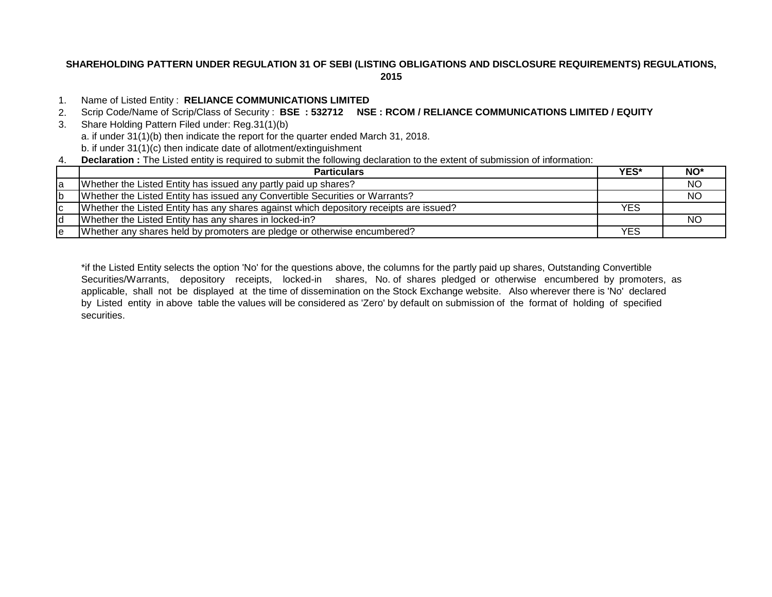## SHAREHOLDING PATTERN UNDER REGULATION 31 OF SEBI (LISTING OBLIGATIONS AND DISCLOSURE REQUIREMENTS) REGULATIONS, 2015

1. Name of Listed Entity : **RELIANCE COMMUNICATIONS LIMITED**
2. Scrip Code/Name of Scrip/Class of Security : **BSE : 532712 NSE : RCOM / RELIANCE COMMUNICATIONS LIMITED / EQUITY**
3. Share Holding Pattern Filed under: Reg.31(1)(b)
   a. if under 31(1)(b) then indicate the report for the quarter ended March 31, 2018.
   b. if under 31(1)(c) then indicate date of allotment/extinguishment
4. **Declaration :** The Listed entity is required to submit the following declaration to the extent of submission of information:

| | Particulars | YES* | NO* |
|---|---|---|---|
| a | Whether the Listed Entity has issued any partly paid up shares? | | NO |
| b | Whether the Listed Entity has issued any Convertible Securities or Warrants? | | NO |
| c | Whether the Listed Entity has any shares against which depository receipts are issued? | YES | |
| d | Whether the Listed Entity has any shares in locked-in? | | NO |
| e | Whether any shares held by promoters are pledge or otherwise encumbered? | YES | |

*if the Listed Entity selects the option 'No' for the questions above, the columns for the partly paid up shares, Outstanding Convertible Securities/Warrants, depository receipts, locked-in shares, No. of shares pledged or otherwise encumbered by promoters, as applicable, shall not be displayed at the time of dissemination on the Stock Exchange website. Also wherever there is 'No' declared by Listed entity in above table the values will be considered as 'Zero' by default on submission of the format of holding of specified securities.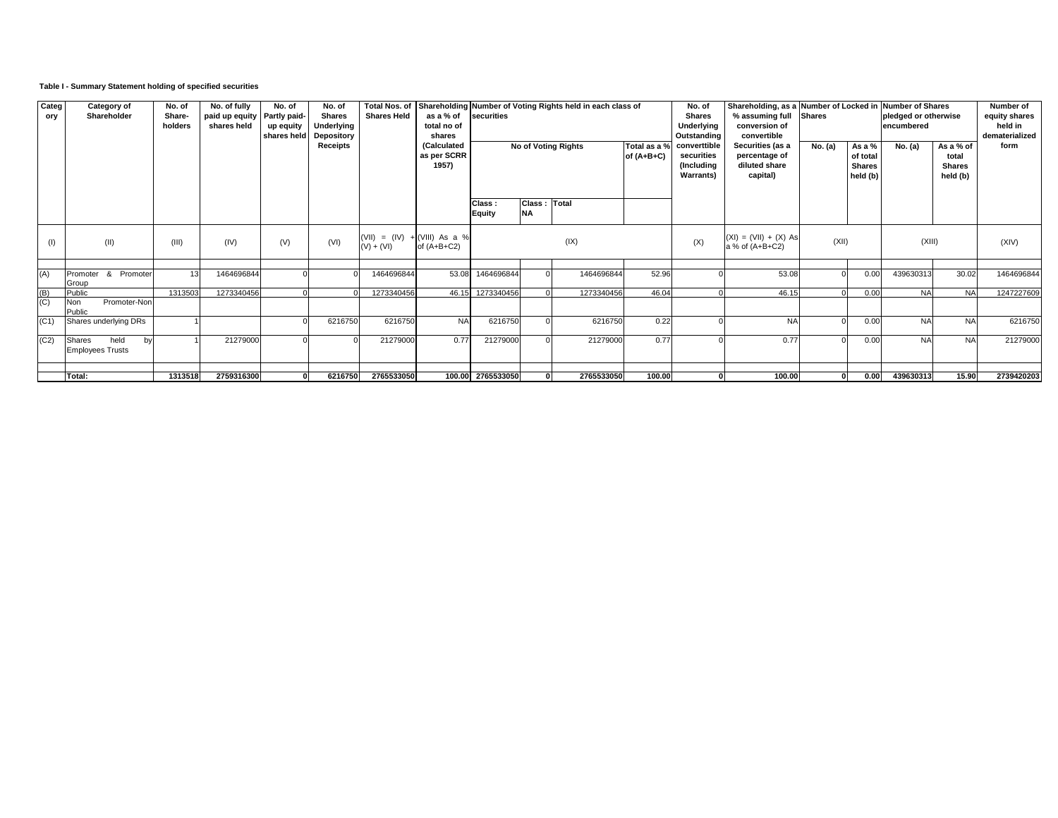**Table I - Summary Statement holding of specified securities**

| Category | Category of Shareholder | No. of Share-holders | No. of fully paid up equity shares held | No. of Partly paid-up equity shares held | No. of Shares Underlying Depository Receipts | Total Nos. of Shares Held | Shareholding as a % of total no of shares (Calculated as per SCRR 1957) | Number of Voting Rights held in each class of securities | | | | No. of Shares Underlying Outstanding converttible securities (Including Warrants) | Shareholding, as a % assuming full conversion of convertible Securities (as a percentage of diluted share capital) | Number of Locked in Shares | | Number of Shares pledged or otherwise encumbered | | Number of equity shares held in dematerialized form |
|---|---|---|---|---|---|---|---|---|---|---|---|---|---|---|---|---|---|---|
| | | | | | | | | No of Voting Rights | | | Total as a % of (A+B+C) | | | No. (a) | As a % of total Shares held (b) | No. (a) | As a % of total Shares held (b) | |
| | | | | | | | | Class : Equity | Class : NA | Total | | | | | | | | |
| (I) | (II) | (III) | (IV) | (V) | (VI) | (VII) = (IV) + (V) + (VI) | (VIII) As a % of (A+B+C2) | (IX) | | | | (X) | (XI) = (VII) + (X) As a % of (A+B+C2) | (XII) | | (XIII) | | (XIV) |
| (A) | Promoter & Promoter Group | 13 | 1464696844 | 0 | 0 | 1464696844 | 53.08 | 1464696844 | 0 | 1464696844 | 52.96 | 0 | 53.08 | 0 | 0.00 | 439630313 | 30.02 | 1464696844 |
| (B) | Public | 1313503 | 1273340456 | 0 | 0 | 1273340456 | 46.15 | 1273340456 | 0 | 1273340456 | 46.04 | 0 | 46.15 | 0 | 0.00 | NA | NA | 1247227609 |
| (C) | Non Promoter-Non Public | | | | | | | | | | | | | | | | | |
| (C1) | Shares underlying DRs | 1 | | 0 | 6216750 | 6216750 | NA | 6216750 | 0 | 6216750 | 0.22 | 0 | NA | 0 | 0.00 | NA | NA | 6216750 |
| (C2) | Shares held by Employees Trusts | 1 | 21279000 | 0 | 0 | 21279000 | 0.77 | 21279000 | 0 | 21279000 | 0.77 | 0 | 0.77 | 0 | 0.00 | NA | NA | 21279000 |
| | **Total:** | **1313518** | **2759316300** | **0** | **6216750** | **2765533050** | **100.00** | **2765533050** | **0** | **2765533050** | **100.00** | **0** | **100.00** | **0** | **0.00** | **439630313** | **15.90** | **2739420203** |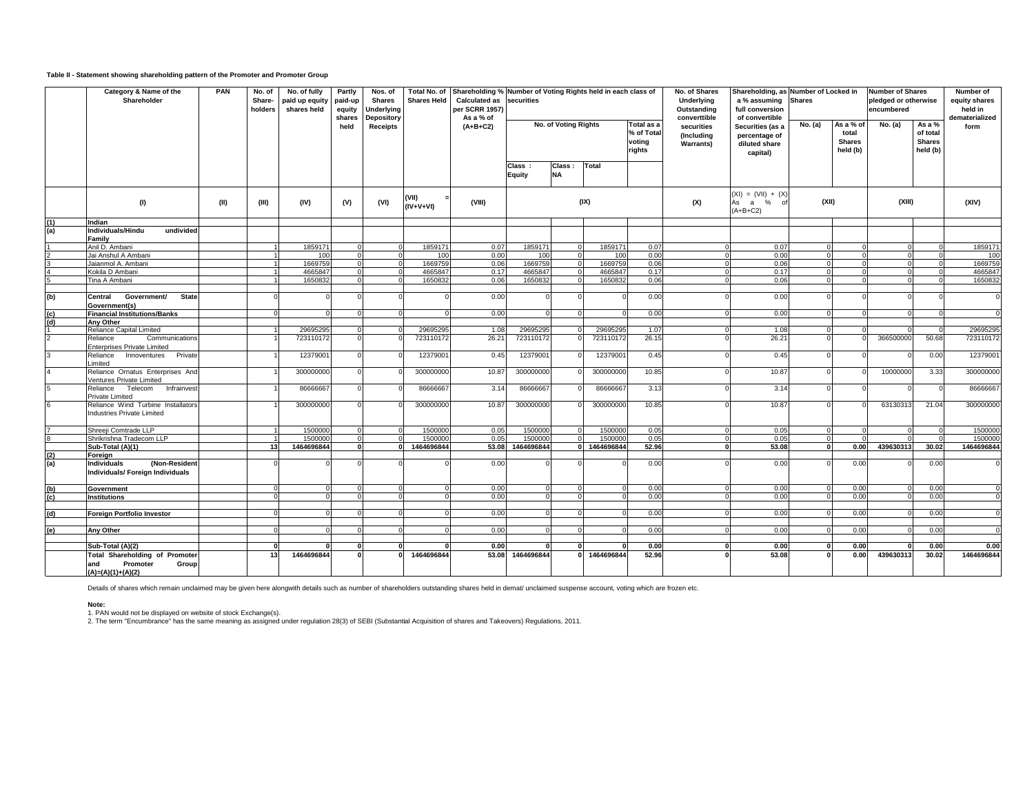Table II - Statement showing shareholding pattern of the Promoter and Promoter Group

| | Category & Name of the Shareholder | PAN | No. of Share-holders | No. of fully paid up equity shares held | Partly paid-up equity shares held | Nos. of Shares Underlying Depository Receipts | Total No. of Shares Held | Shareholding % Calculated as per SCRR 1957) As a % of (A+B+C2) | Number of Voting Rights held in each class of securities | | | | No. of Shares Underlying Outstanding converttible securities (Including Warrants) | Shareholding, as a % assuming full conversion of convertible Securities (as a percentage of diluted share capital) | Number of Locked in Shares | | Number of Shares pledged or otherwise encumbered | | Number of equity shares held in dematerialized form |
|---|---|---|---|---|---|---|---|---|---|---|---|---|---|---|---|---|---|---|---|
| | | | | | | | | | No. of Voting Rights | | | Total as a % of Total voting rights | | | No. (a) | As a % of total Shares held (b) | No. (a) | As a % of total Shares held (b) | |
| | | | | | | | | | Class : Equity | Class : NA | Total | | | | | | | | |
| | (I) | (II) | (III) | (IV) | (V) | (VI) | (VII) = (IV+V+VI) | (VIII) | (IX) | | | | (X) | (XI) = (VII) + (X) As a % of (A+B+C2) | (XII) | | (XIII) | | (XIV) |
| (1) | Indian | | | | | | | | | | | | | | | | | | |
| (a) | Individuals/Hindu undivided Family | | | | | | | | | | | | | | | | | | |
| 1 | Anil D. Ambani | | 1 | 1859171 | 0 | 0 | 1859171 | 0.07 | 1859171 | 0 | 1859171 | 0.07 | 0 | 0.07 | 0 | 0 | 0 | 0 | 1859171 |
| 2 | Jai Anshul A Ambani | | 1 | 100 | 0 | 0 | 100 | 0.00 | 100 | 0 | 100 | 0.00 | 0 | 0.00 | 0 | 0 | 0 | 0 | 100 |
| 3 | Jaianmol A. Ambani | | 1 | 1669759 | 0 | 0 | 1669759 | 0.06 | 1669759 | 0 | 1669759 | 0.06 | 0 | 0.06 | 0 | 0 | 0 | 0 | 1669759 |
| 4 | Kokila D Ambani | | 1 | 4665847 | 0 | 0 | 4665847 | 0.17 | 4665847 | 0 | 4665847 | 0.17 | 0 | 0.17 | 0 | 0 | 0 | 0 | 4665847 |
| 5 | Tina A Ambani | | 1 | 1650832 | 0 | 0 | 1650832 | 0.06 | 1650832 | 0 | 1650832 | 0.06 | 0 | 0.06 | 0 | 0 | 0 | 0 | 1650832 |
| (b) | Central Government/ State Government(s) | | 0 | 0 | 0 | 0 | 0 | 0.00 | 0 | 0 | 0 | 0.00 | 0 | 0.00 | 0 | 0 | 0 | 0 | 0 |
| (c) | Financial Institutions/Banks | | 0 | 0 | 0 | 0 | 0 | 0.00 | 0 | 0 | 0 | 0.00 | 0 | 0.00 | 0 | 0 | 0 | 0 | 0 |
| (d) | Any Other | | | | | | | | | | | | | | | | | | |
| 1 | Reliance Capital Limited | | 1 | 29695295 | 0 | 0 | 29695295 | 1.08 | 29695295 | 0 | 29695295 | 1.07 | 0 | 1.08 | 0 | 0 | 0 | 0 | 29695295 |
| 2 | Reliance Communications Enterprises Private Limited | | 1 | 723110172 | 0 | 0 | 723110172 | 26.21 | 723110172 | 0 | 723110172 | 26.15 | 0 | 26.21 | 0 | 0 | 366500000 | 50.68 | 723110172 |
| 3 | Reliance Innoventures Private Limited | | 1 | 12379001 | 0 | 0 | 12379001 | 0.45 | 12379001 | 0 | 12379001 | 0.45 | 0 | 0.45 | 0 | 0 | 0 | 0.00 | 12379001 |
| 4 | Reliance Ornatus Enterprises And Ventures Private Limited | | 1 | 300000000 | 0 | 0 | 300000000 | 10.87 | 300000000 | 0 | 300000000 | 10.85 | 0 | 10.87 | 0 | 0 | 10000000 | 3.33 | 300000000 |
| 5 | Reliance Telecom Infrainvest Private Limited | | 1 | 86666667 | 0 | 0 | 86666667 | 3.14 | 86666667 | 0 | 86666667 | 3.13 | 0 | 3.14 | 0 | 0 | 0 | 0 | 86666667 |
| 6 | Reliance Wind Turbine Installators Industries Private Limited | | 1 | 300000000 | 0 | 0 | 300000000 | 10.87 | 300000000 | 0 | 300000000 | 10.85 | 0 | 10.87 | 0 | 0 | 63130313 | 21.04 | 300000000 |
| 7 | Shreeji Comtrade LLP | | 1 | 1500000 | 0 | 0 | 1500000 | 0.05 | 1500000 | 0 | 1500000 | 0.05 | 0 | 0.05 | 0 | 0 | 0 | 0 | 1500000 |
| 8 | Shrikrishna Tradecom LLP | | 1 | 1500000 | 0 | 0 | 1500000 | 0.05 | 1500000 | 0 | 1500000 | 0.05 | 0 | 0.05 | 0 | 0 | 0 | 0 | 1500000 |
| | **Sub-Total (A)(1)** | | **13** | **1464696844** | **0** | **0** | **1464696844** | **53.08** | **1464696844** | **0** | **1464696844** | **52.96** | **0** | **53.08** | **0** | **0.00** | **439630313** | **30.02** | **1464696844** |
| (2) | Foreign | | | | | | | | | | | | | | | | | | |
| (a) | Individuals (Non-Resident Individuals/ Foreign Individuals | | 0 | 0 | 0 | 0 | 0 | 0.00 | 0 | 0 | 0 | 0.00 | 0 | 0.00 | 0 | 0.00 | 0 | 0.00 | 0 |
| (b) | Government | | 0 | 0 | 0 | 0 | 0 | 0.00 | 0 | 0 | 0 | 0.00 | 0 | 0.00 | 0 | 0.00 | 0 | 0.00 | 0 |
| (c) | Institutions | | 0 | 0 | 0 | 0 | 0 | 0.00 | 0 | 0 | 0 | 0.00 | 0 | 0.00 | 0 | 0.00 | 0 | 0.00 | 0 |
| (d) | Foreign Portfolio Investor | | 0 | 0 | 0 | 0 | 0 | 0.00 | 0 | 0 | 0 | 0.00 | 0 | 0.00 | 0 | 0.00 | 0 | 0.00 | 0 |
| (e) | Any Other | | 0 | 0 | 0 | 0 | 0 | 0.00 | 0 | 0 | 0 | 0.00 | 0 | 0.00 | 0 | 0.00 | 0 | 0.00 | 0 |
| | **Sub-Total (A)(2)** | | **0** | **0** | **0** | **0** | **0** | **0.00** | **0** | **0** | **0** | **0.00** | **0** | **0.00** | **0** | **0.00** | **0** | **0.00** | **0.00** |
| | **Total Shareholding of Promoter and Promoter Group (A)=(A)(1)+(A)(2)** | | **13** | **1464696844** | **0** | **0** | **1464696844** | **53.08** | **1464696844** | **0** | **1464696844** | **52.96** | **0** | **53.08** | **0** | **0.00** | **439630313** | **30.02** | **1464696844** |

Details of shares which remain unclaimed may be given here alongwith details such as number of shareholders outstanding shares held in demat/ unclaimed suspense account, voting which are frozen etc.

**Note:**

1. PAN would not be displayed on website of stock Exchange(s).
2. The term "Encumbrance" has the same meaning as assigned under regulation 28(3) of SEBI (Substantial Acquisition of shares and Takeovers) Regulations, 2011.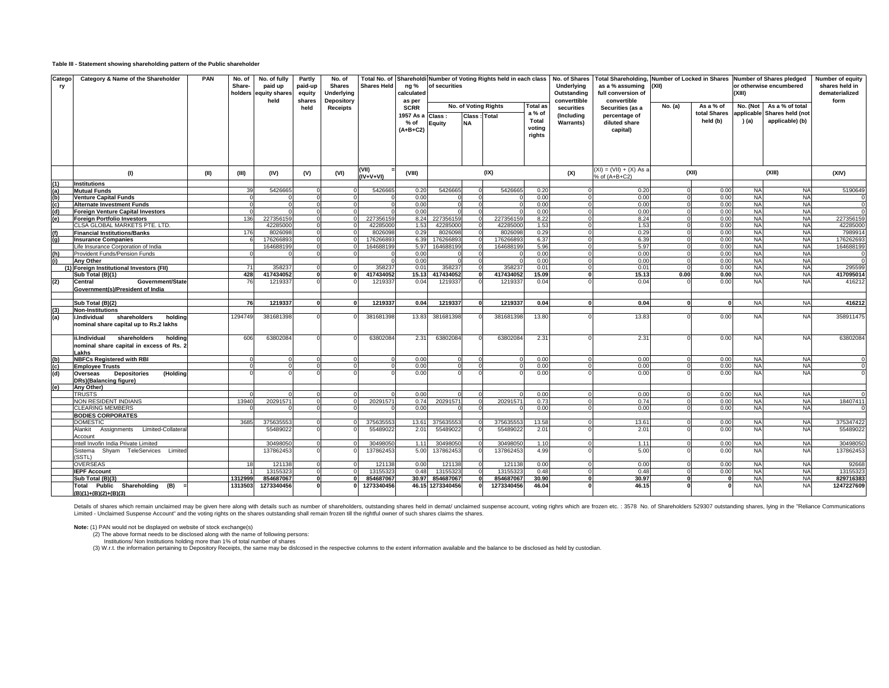**Table III - Statement showing shareholding pattern of the Public shareholder**

| Category | Category & Name of the Shareholder | PAN | No. of Share-holders | No. of fully paid up equity shares held | Partly paid-up equity shares held | No. of Shares Underlying Depository Receipts | Total No. of Shares Held | Shareholding % calculated as per SCRR 1957 As a % of (A+B+C2) | Number of Voting Rights held in each class of securities | | | | No. of Shares Underlying Outstanding converttible securities (Including Warrants) | Total Shareholding, as a % assuming full conversion of convertible Securities (as a percentage of diluted share capital) | Number of Locked in Shares (XII) | | Number of Shares pledged or otherwise encumbered (XIII) | | Number of equity shares held in dematerialized form |
|---|---|---|---|---|---|---|---|---|---|---|---|---|---|---|---|---|---|---|---|
| | | | | | | | | | No. of Voting Rights | | | Total as a % of Total voting rights | | | No. (a) | As a % of total Shares held (b) | No. (Not applicable ) (a) | As a % of total Shares held (not applicable) (b) | |
| | | | | | | | | | Class : Equity | Class : NA | Total | | | | | | | | |
| | (I) | (II) | (III) | (IV) | (V) | (VI) | (VII) = (IV+V+VI) | (VIII) | (IX) | | | | (X) | (XI) = (VII) + (X) As a % of (A+B+C2) | (XII) | | (XIII) | | (XIV) |
| (1) | **Institutions** | | | | | | | | | | | | | | | | | | |
| (a) | **Mutual Funds** | | 39 | 5426665 | 0 | 0 | 5426665 | 0.20 | 5426665 | 0 | 5426665 | 0.20 | 0 | 0.20 | 0 | 0.00 | NA | NA | 5190649 |
| (b) | **Venture Capital Funds** | | 0 | 0 | 0 | 0 | 0 | 0.00 | 0 | 0 | 0 | 0.00 | 0 | 0.00 | 0 | 0.00 | NA | NA | 0 |
| (c) | **Alternate Investment Funds** | | 0 | 0 | 0 | 0 | 0 | 0.00 | 0 | 0 | 0 | 0.00 | 0 | 0.00 | 0 | 0.00 | NA | NA | 0 |
| (d) | **Foreign Venture Capital Investors** | | 0 | 0 | 0 | 0 | 0 | 0.00 | 0 | 0 | 0 | 0.00 | 0 | 0.00 | 0 | 0.00 | NA | NA | 0 |
| (e) | **Foreign Portfolio Investors** | | 136 | 227356159 | 0 | 0 | 227356159 | 8.24 | 227356159 | 0 | 227356159 | 8.22 | 0 | 8.24 | 0 | 0.00 | NA | NA | 227356159 |
| | CLSA GLOBAL MARKETS PTE. LTD. | | | 42285000 | 0 | 0 | 42285000 | 1.53 | 42285000 | 0 | 42285000 | 1.53 | 0 | 1.53 | 0 | 0.00 | NA | NA | 42285000 |
| (f) | **Financial Institutions/Banks** | | 176 | 8026098 | 0 | 0 | 8026098 | 0.29 | 8026098 | 0 | 8026098 | 0.29 | 0 | 0.29 | 0 | 0.00 | NA | NA | 7989914 |
| (g) | **Insurance Companies** | | 6 | 176266893 | 0 | 0 | 176266893 | 6.39 | 176266893 | 0 | 176266893 | 6.37 | 0 | 6.39 | 0 | 0.00 | NA | NA | 176262693 |
| | Life Insurance Corporation of India | | | 164688199 | 0 | 0 | 164688199 | 5.97 | 164688199 | 0 | 164688199 | 5.96 | 0 | 5.97 | 0 | 0.00 | NA | NA | 164688199 |
| (h) | Provident Funds/Pension Funds | | 0 | 0 | 0 | 0 | | 0.00 | 0 | 0 | 0 | 0.00 | 0 | 0.00 | 0 | 0.00 | NA | NA | 0 |
| (i) | **Any Other** | | | | | | 0 | 0.00 | 0 | 0 | 0 | 0.00 | 0 | 0.00 | 0 | 0.00 | NA | NA | 0 |
| | **(1) Foreign Institutional Investors (FII)** | | 71 | 358237 | 0 | 0 | 358237 | 0.01 | 358237 | 0 | 358237 | 0.01 | 0 | 0.01 | 0 | 0.00 | NA | NA | 295599 |
| | **Sub Total (B)(1)** | | **428** | **417434052** | **0** | **0** | **417434052** | **15.13** | **417434052** | **0** | **417434052** | **15.09** | **0** | **15.13** | **0.00** | **0.00** | NA | NA | **417095014** |
| (2) | **Central Government/State Government(s)/President of India** | | 76 | 1219337 | 0 | 0 | 1219337 | 0.04 | 1219337 | 0 | 1219337 | 0.04 | 0 | 0.04 | 0 | 0.00 | NA | NA | 416212 |
| | **Sub Total (B)(2)** | | **76** | **1219337** | **0** | **0** | **1219337** | **0.04** | **1219337** | **0** | **1219337** | **0.04** | **0** | **0.04** | **0** | **0** | NA | NA | **416212** |
| (3) | **Non-Institutions** | | | | | | | | | | | | | | | | | | |
| (a) | **i.Individual shareholders holding nominal share capital up to Rs.2 lakhs** | | 1294749 | 381681398 | 0 | 0 | 381681398 | 13.83 | 381681398 | 0 | 381681398 | 13.80 | 0 | 13.83 | 0 | 0.00 | NA | NA | 358911475 |
| | **ii.Individual shareholders holding nominal share capital in excess of Rs. 2 Lakhs** | | 606 | 63802084 | 0 | 0 | 63802084 | 2.31 | 63802084 | 0 | 63802084 | 2.31 | 0 | 2.31 | 0 | 0.00 | NA | NA | 63802084 |
| (b) | **NBFCs Registered with RBI** | | 0 | 0 | 0 | 0 | 0 | 0.00 | 0 | 0 | 0 | 0.00 | 0 | 0.00 | 0 | 0.00 | NA | NA | 0 |
| (c) | **Employee Trusts** | | 0 | 0 | 0 | 0 | 0 | 0.00 | 0 | 0 | 0 | 0.00 | 0 | 0.00 | 0 | 0.00 | NA | NA | 0 |
| (d) | **Overseas Depositories (Holding DRs)(Balancing figure)** | | 0 | 0 | 0 | 0 | 0 | 0.00 | 0 | 0 | 0 | 0.00 | 0 | 0.00 | 0 | 0.00 | NA | NA | 0 |
| (e) | **Any Other)** | | | | | | | | | | | | | | | | | | |
| | TRUSTS | | 0 | 0 | 0 | 0 | 0 | 0.00 | 0 | 0 | 0 | 0.00 | 0 | 0.00 | 0 | 0.00 | NA | NA | 0 |
| | NON RESIDENT INDIANS | | 13940 | 20291571 | 0 | 0 | 20291571 | 0.74 | 20291571 | 0 | 20291571 | 0.73 | 0 | 0.74 | 0 | 0.00 | NA | NA | 18407411 |
| | CLEARING MEMBERS | | 0 | 0 | 0 | 0 | 0 | 0.00 | 0 | 0 | 0 | 0.00 | 0 | 0.00 | 0 | 0.00 | NA | NA | 0 |
| | **BODIES CORPORATES** | | | | | | | | | | | | | | | | | | |
| | DOMESTIC | | 3685 | 375635553 | 0 | 0 | 375635553 | 13.61 | 375635553 | 0 | 375635553 | 13.58 | 0 | 13.61 | 0 | 0.00 | NA | NA | 375347422 |
| | Alankit Assignments Limited-Collateral Account | | | 55489022 | 0 | 0 | 55489022 | 2.01 | 55489022 | 0 | 55489022 | 2.01 | 0 | 2.01 | 0 | 0.00 | NA | NA | 55489022 |
| | Intell Invofin India Private Limited | | | 30498050 | 0 | 0 | 30498050 | 1.11 | 30498050 | 0 | 30498050 | 1.10 | 0 | 1.11 | 0 | 0.00 | NA | NA | 30498050 |
| | Sistema Shyam TeleServices Limited (SSTL) | | | 137862453 | 0 | 0 | 137862453 | 5.00 | 137862453 | 0 | 137862453 | 4.99 | 0 | 5.00 | 0 | 0.00 | NA | NA | 137862453 |
| | OVERSEAS | | 18 | 121138 | 0 | 0 | 121138 | 0.00 | 121138 | 0 | 121138 | 0.00 | 0 | 0.00 | 0 | 0.00 | NA | NA | 92668 |
| | **IEPF Account** | | 1 | 13155323 | 0 | 0 | 13155323 | 0.48 | 13155323 | 0 | 13155323 | 0.48 | 0 | 0.48 | 0 | 0.00 | NA | NA | 13155323 |
| | **Sub Total (B)(3)** | | **1312999** | **854687067** | **0** | **0** | **854687067** | **30.97** | **854687067** | **0** | **854687067** | **30.90** | **0** | **30.97** | **0** | **0** | NA | NA | **829716383** |
| | **Total Public Shareholding (B) = (B)(1)+(B)(2)+(B)(3)** | | **1313503** | **1273340456** | **0** | **0** | **1273340456** | **46.15** | **1273340456** | **0** | **1273340456** | **46.04** | **0** | **46.15** | **0** | **0** | NA | NA | **1247227609** |

Details of shares which remain unclaimed may be given here along with details such as number of shareholders, outstanding shares held in demat/ unclaimed suspense account, voting righrs which are frozen etc. : 3578 No. of Shareholders 529307 outstanding shares, lying in the "Reliance Communications Limited - Unclaimed Suspense Account" and the voting rights on the shares outstanding shall remain frozen till the rightful owner of such shares claims the shares.

**Note:** (1) PAN would not be displayed on website of stock exchange(s)

(2) The above format needs to be disclosed along with the name of following persons:

Institutions/ Non Institutions holding more than 1% of total number of shares

(3) W.r.t. the information pertaining to Depository Receipts, the same may be dislcosed in the respective columns to the extent information available and the balance to be disclosed as held by custodian.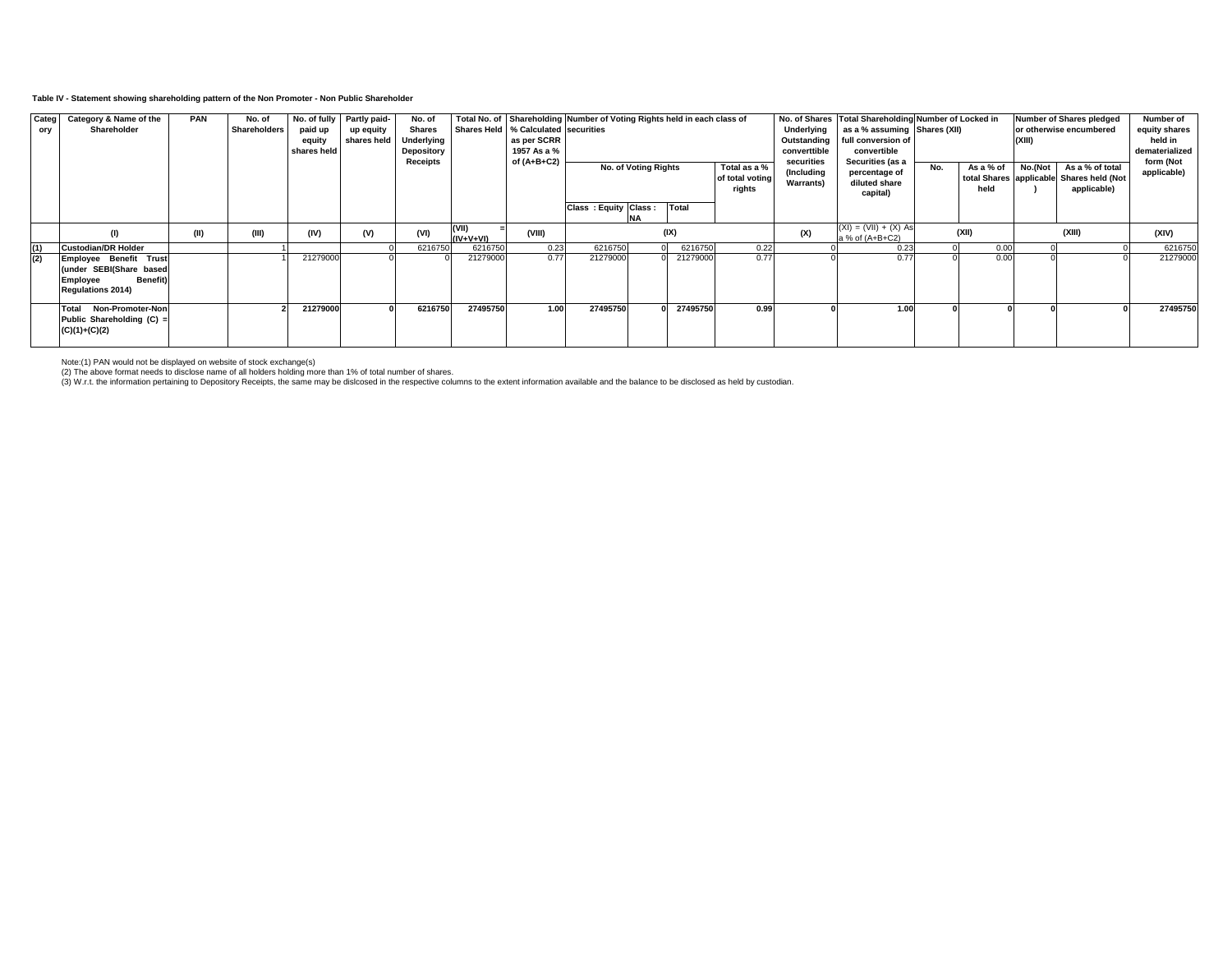**Table IV - Statement showing shareholding pattern of the Non Promoter - Non Public Shareholder**

| Category | Category & Name of the Shareholder | PAN | No. of Shareholders | No. of fully paid up equity shares held | Partly paid-up equity shares held | No. of Shares Underlying Depository Receipts | Total No. of Shares Held | Shareholding % Calculated as per SCRR 1957 As a % of (A+B+C2) | Number of Voting Rights held in each class of securities | | | | No. of Shares Underlying Outstanding converttible securities (Including Warrants) | Total Shareholding as a % assuming full conversion of convertible Securities (as a percentage of diluted share capital) | Number of Locked in Shares (XII) | | Number of Shares pledged or otherwise encumbered (XIII) | | Number of equity shares held in dematerialized form (Not applicable) |
|---|---|---|---|---|---|---|---|---|---|---|---|---|---|---|---|---|---|---|---|
| | | | | | | | | | No. of Voting Rights | | | Total as a % of total voting rights | | | No. | As a % of total Shares held | No.(Not applicable ) | As a % of total Shares held (Not applicable) | |
| | | | | | | | | | Class : Equity | Class : NA | Total | | | | | | | | |
| | (I) | (II) | (III) | (IV) | (V) | (VI) | (VII) = (IV+V+VI) | (VIII) | (IX) | | | | (X) | (XI) = (VII) + (X) As a % of (A+B+C2) | (XII) | | (XIII) | | (XIV) |
| (1) | **Custodian/DR Holder** | | 1 | | 0 | 6216750 | 6216750 | 0.23 | 6216750 | 0 | 6216750 | 0.22 | 0 | 0.23 | 0 | 0.00 | 0 | 0 | 6216750 |
| (2) | **Employee Benefit Trust (under SEBI(Share based Employee Benefit) Regulations 2014)** | | 1 | 21279000 | 0 | 0 | 21279000 | 0.77 | 21279000 | 0 | 21279000 | 0.77 | 0 | 0.77 | 0 | 0.00 | 0 | 0 | 21279000 |
| | **Total Non-Promoter-Non Public Shareholding (C) = (C)(1)+(C)(2)** | | **2** | **21279000** | **0** | **6216750** | **27495750** | **1.00** | **27495750** | **0** | **27495750** | **0.99** | **0** | **1.00** | **0** | **0** | **0** | **0** | **27495750** |

Note:(1) PAN would not be displayed on website of stock exchange(s)
(2) The above format needs to disclose name of all holders holding more than 1% of total number of shares.
(3) W.r.t. the information pertaining to Depository Receipts, the same may be dislcosed in the respective columns to the extent information available and the balance to be disclosed as held by custodian.